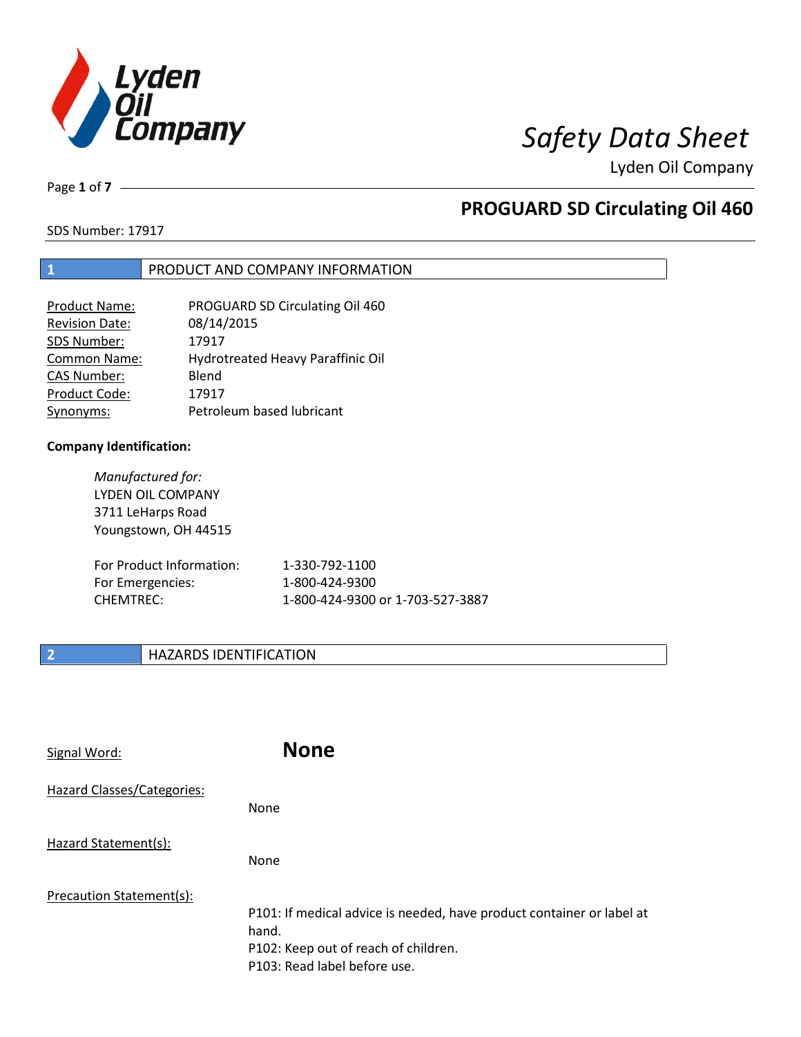# Safety Data Sheet

Lyden Oil Company

## PROGUARD SD Circulating Oil 460

SDS Number: 17917

## 1 PRODUCT AND COMPANY INFORMATION

| | |
|---|---|
| Product Name: | PROGUARD SD Circulating Oil 460 |
| Revision Date: | 08/14/2015 |
| SDS Number: | 17917 |
| Common Name: | Hydrotreated Heavy Paraffinic Oil |
| CAS Number: | Blend |
| Product Code: | 17917 |
| Synonyms: | Petroleum based lubricant |

**Company Identification:**

*Manufactured for:*
LYDEN OIL COMPANY
3711 LeHarps Road
Youngstown, OH 44515

| | |
|---|---|
| For Product Information: | 1-330-792-1100 |
| For Emergencies: | 1-800-424-9300 |
| CHEMTREC: | 1-800-424-9300 or 1-703-527-3887 |

## 2 HAZARDS IDENTIFICATION

Signal Word: **None**

Hazard Classes/Categories:

None

Hazard Statement(s):

None

Precaution Statement(s):

P101: If medical advice is needed, have product container or label at hand.
P102: Keep out of reach of children.
P103: Read label before use.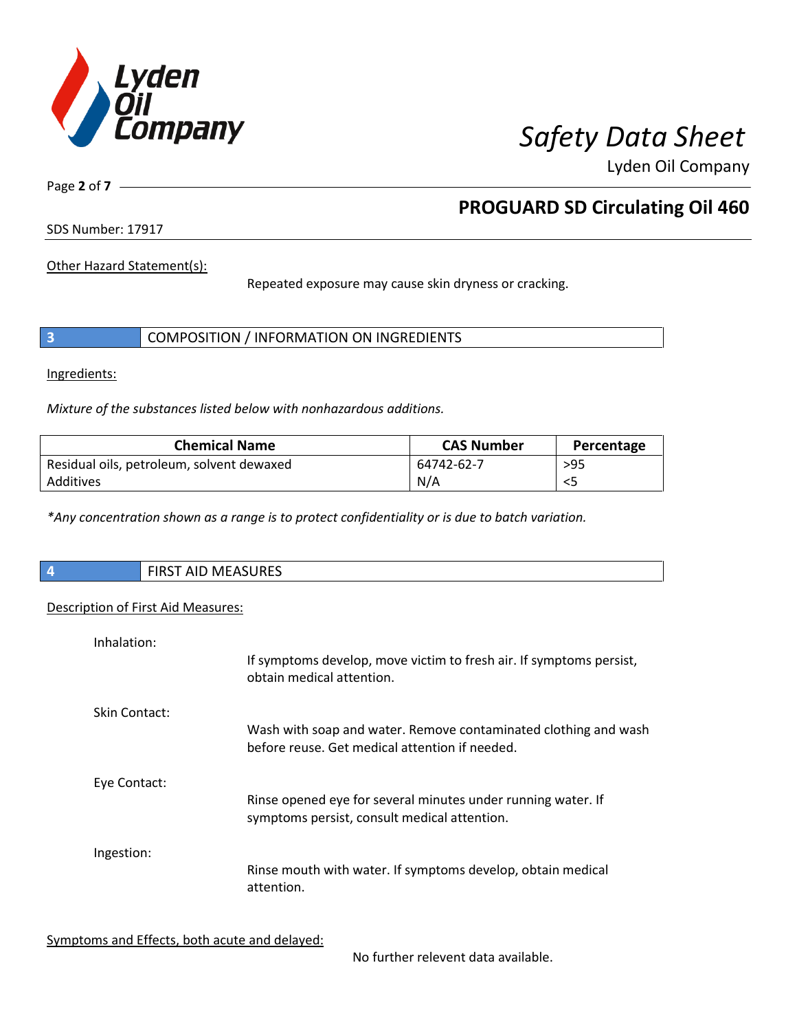Other Hazard Statement(s):

Repeated exposure may cause skin dryness or cracking.

## 3 COMPOSITION / INFORMATION ON INGREDIENTS

Ingredients:

*Mixture of the substances listed below with nonhazardous additions.*

| Chemical Name | CAS Number | Percentage |
|---|---|---|
| Residual oils, petroleum, solvent dewaxed | 64742-62-7 | >95 |
| Additives | N/A | <5 |

*\*Any concentration shown as a range is to protect confidentiality or is due to batch variation.*

## 4 FIRST AID MEASURES

Description of First Aid Measures:

Inhalation:

If symptoms develop, move victim to fresh air. If symptoms persist, obtain medical attention.

Skin Contact:

Wash with soap and water. Remove contaminated clothing and wash before reuse. Get medical attention if needed.

Eye Contact:

Rinse opened eye for several minutes under running water. If symptoms persist, consult medical attention.

Ingestion:

Rinse mouth with water. If symptoms develop, obtain medical attention.

Symptoms and Effects, both acute and delayed:

No further relevent data available.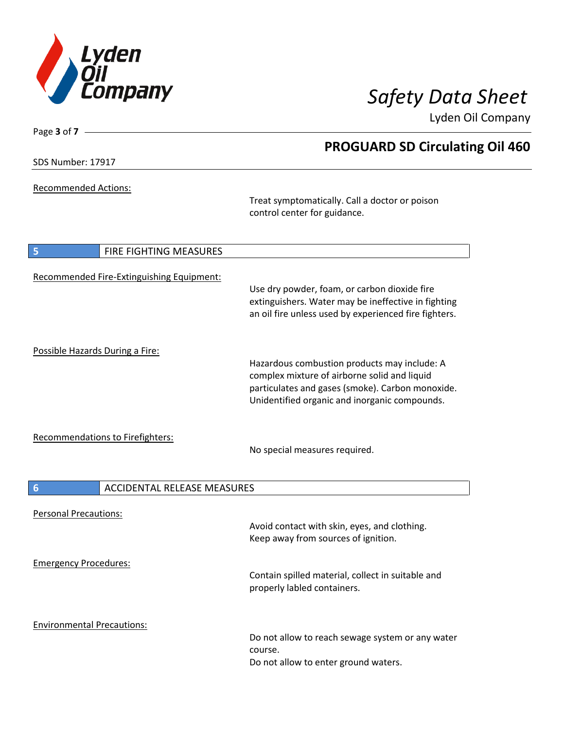Recommended Actions:

Treat symptomatically. Call a doctor or poison control center for guidance.

## 5 FIRE FIGHTING MEASURES

Recommended Fire-Extinguishing Equipment:

Use dry powder, foam, or carbon dioxide fire extinguishers. Water may be ineffective in fighting an oil fire unless used by experienced fire fighters.

Possible Hazards During a Fire:

Hazardous combustion products may include: A complex mixture of airborne solid and liquid particulates and gases (smoke). Carbon monoxide. Unidentified organic and inorganic compounds.

Recommendations to Firefighters:

No special measures required.

## 6 ACCIDENTAL RELEASE MEASURES

Personal Precautions:

Avoid contact with skin, eyes, and clothing.
Keep away from sources of ignition.

Emergency Procedures:

Contain spilled material, collect in suitable and properly labled containers.

Environmental Precautions:

Do not allow to reach sewage system or any water course.
Do not allow to enter ground waters.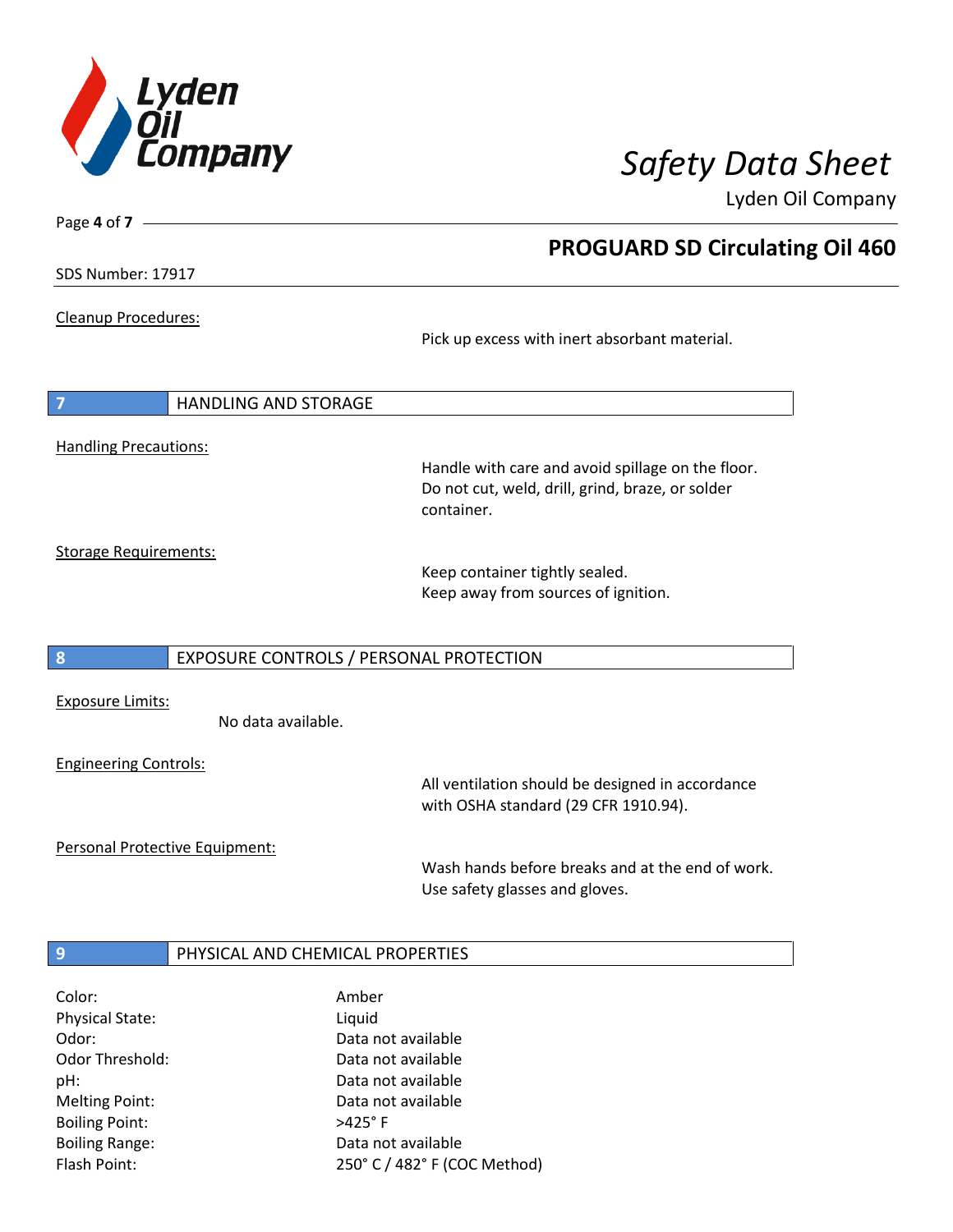Cleanup Procedures:

Pick up excess with inert absorbant material.

## 7 HANDLING AND STORAGE

Handling Precautions:

Handle with care and avoid spillage on the floor. Do not cut, weld, drill, grind, braze, or solder container.

Storage Requirements:

Keep container tightly sealed.
Keep away from sources of ignition.

## 8 EXPOSURE CONTROLS / PERSONAL PROTECTION

Exposure Limits:

No data available.

Engineering Controls:

All ventilation should be designed in accordance with OSHA standard (29 CFR 1910.94).

Personal Protective Equipment:

Wash hands before breaks and at the end of work.
Use safety glasses and gloves.

## 9 PHYSICAL AND CHEMICAL PROPERTIES

| | |
|---|---|
| Color: | Amber |
| Physical State: | Liquid |
| Odor: | Data not available |
| Odor Threshold: | Data not available |
| pH: | Data not available |
| Melting Point: | Data not available |
| Boiling Point: | >425° F |
| Boiling Range: | Data not available |
| Flash Point: | 250° C / 482° F (COC Method) |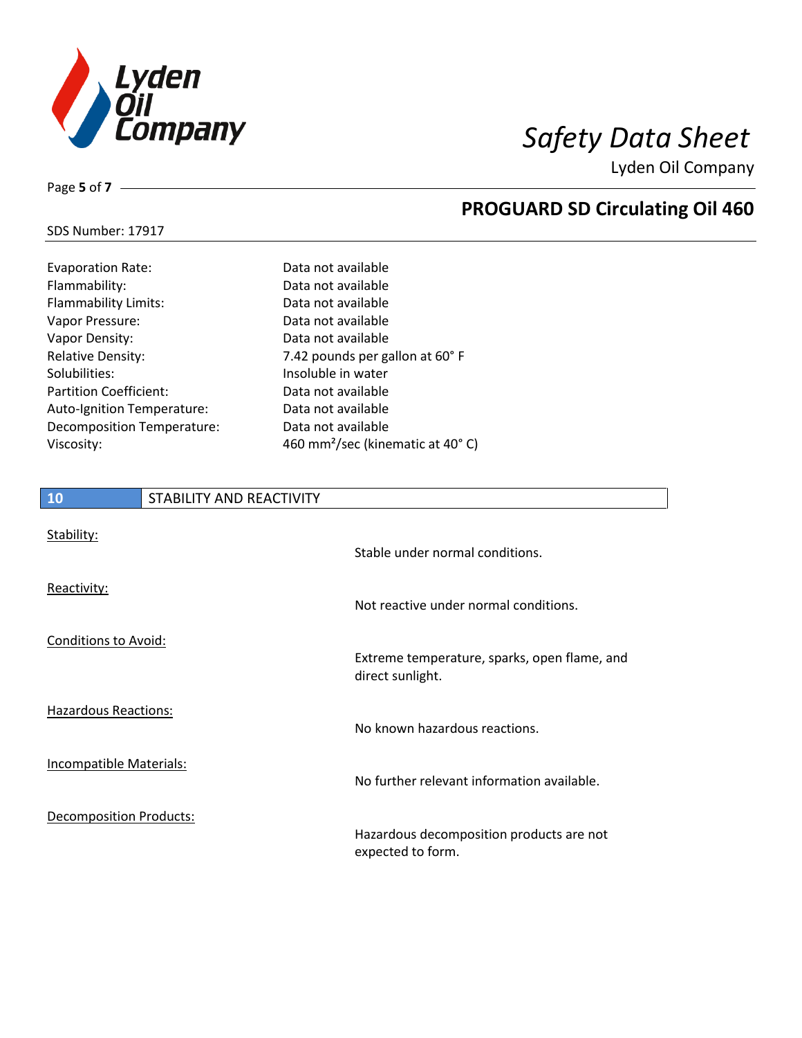| | |
|---|---|
| Evaporation Rate: | Data not available |
| Flammability: | Data not available |
| Flammability Limits: | Data not available |
| Vapor Pressure: | Data not available |
| Vapor Density: | Data not available |
| Relative Density: | 7.42 pounds per gallon at 60° F |
| Solubilities: | Insoluble in water |
| Partition Coefficient: | Data not available |
| Auto-Ignition Temperature: | Data not available |
| Decomposition Temperature: | Data not available |
| Viscosity: | 460 $mm^2$/sec (kinematic at 40° C) |

## 10 STABILITY AND REACTIVITY

Stability:

Stable under normal conditions.

Reactivity:

Not reactive under normal conditions.

Conditions to Avoid:

Extreme temperature, sparks, open flame, and direct sunlight.

Hazardous Reactions:

No known hazardous reactions.

Incompatible Materials:

No further relevant information available.

Decomposition Products:

Hazardous decomposition products are not expected to form.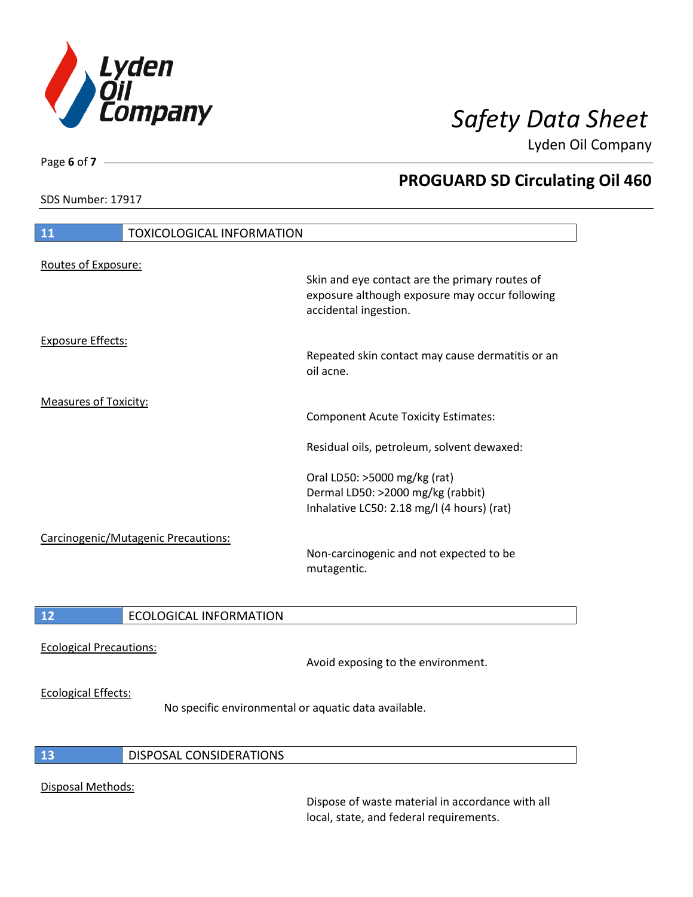## 11 TOXICOLOGICAL INFORMATION

Routes of Exposure:

Skin and eye contact are the primary routes of exposure although exposure may occur following accidental ingestion.

Exposure Effects:

Repeated skin contact may cause dermatitis or an oil acne.

Measures of Toxicity:

Component Acute Toxicity Estimates:

Residual oils, petroleum, solvent dewaxed:

Oral LD50: >5000 mg/kg (rat)
Dermal LD50: >2000 mg/kg (rabbit)
Inhalative LC50: 2.18 mg/l (4 hours) (rat)

Carcinogenic/Mutagenic Precautions:

Non-carcinogenic and not expected to be mutagentic.

## 12 ECOLOGICAL INFORMATION

Ecological Precautions:

Avoid exposing to the environment.

Ecological Effects:

No specific environmental or aquatic data available.

## 13 DISPOSAL CONSIDERATIONS

Disposal Methods:

Dispose of waste material in accordance with all local, state, and federal requirements.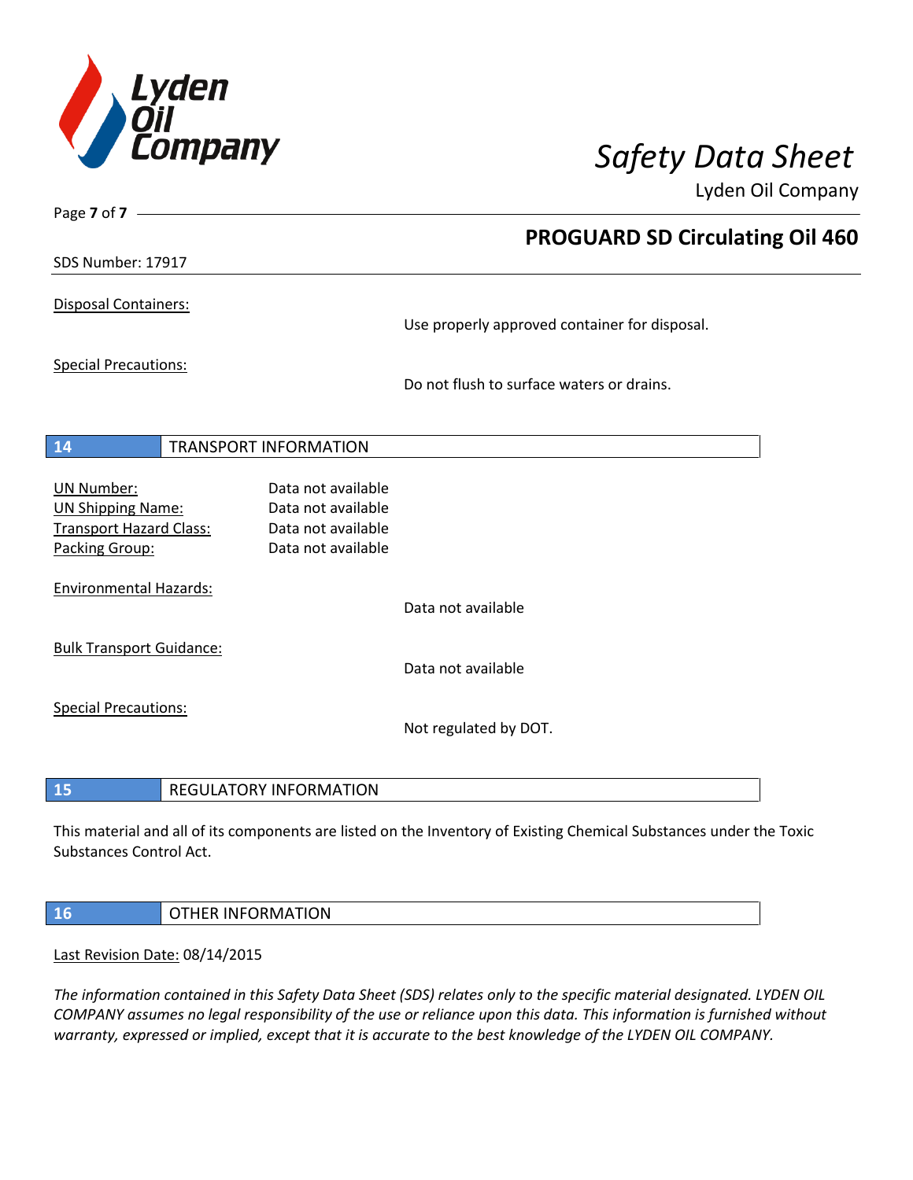Disposal Containers:

Use properly approved container for disposal.

Special Precautions:

Do not flush to surface waters or drains.

## 14 TRANSPORT INFORMATION

| | |
|---|---|
| UN Number: | Data not available |
| UN Shipping Name: | Data not available |
| Transport Hazard Class: | Data not available |
| Packing Group: | Data not available |

Environmental Hazards:

Data not available

Bulk Transport Guidance:

Data not available

Special Precautions:

Not regulated by DOT.

## 15 REGULATORY INFORMATION

This material and all of its components are listed on the Inventory of Existing Chemical Substances under the Toxic Substances Control Act.

## 16 OTHER INFORMATION

Last Revision Date: 08/14/2015

*The information contained in this Safety Data Sheet (SDS) relates only to the specific material designated. LYDEN OIL COMPANY assumes no legal responsibility of the use or reliance upon this data. This information is furnished without warranty, expressed or implied, except that it is accurate to the best knowledge of the LYDEN OIL COMPANY.*